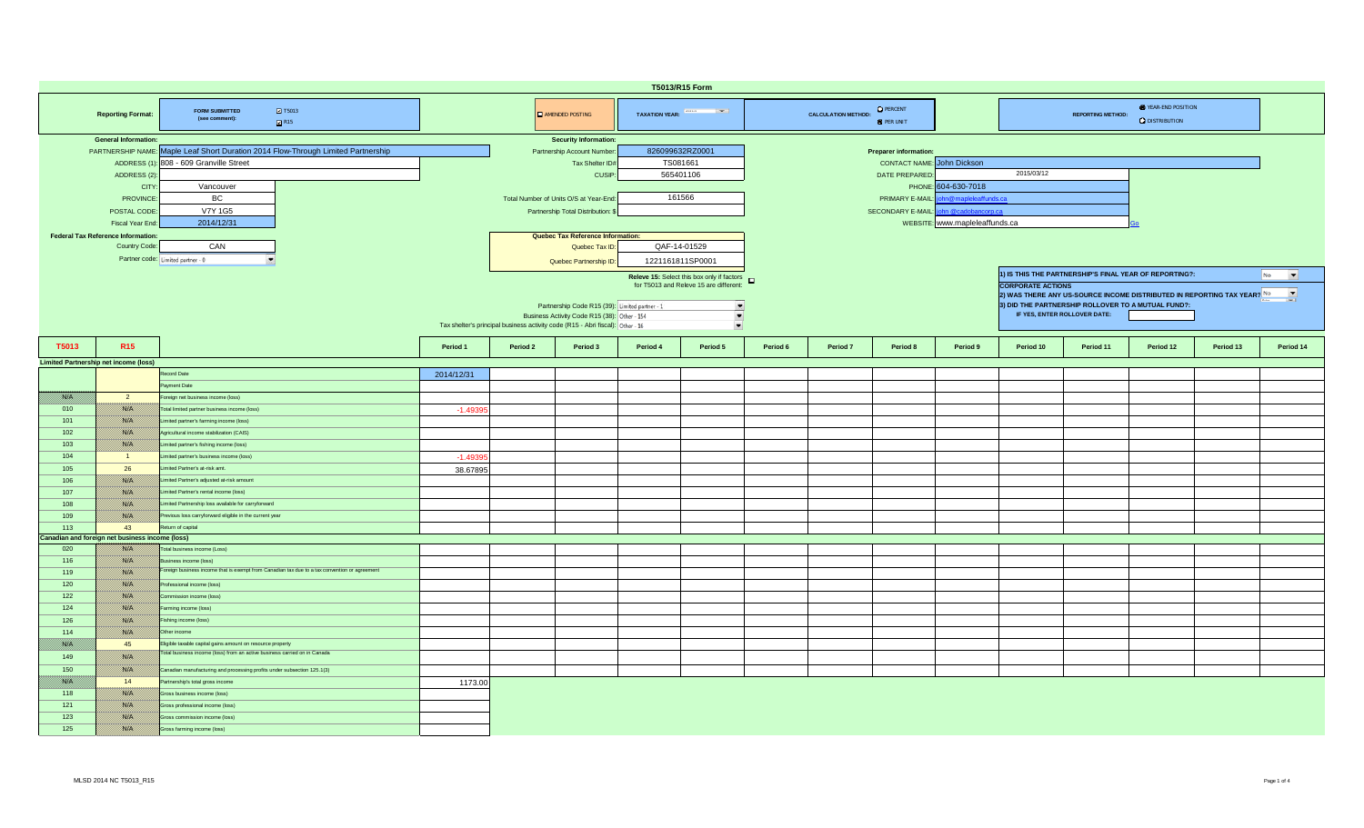# T5013/R15 Form

**Reporting Format:** FORM SUBMITTED (see comment): ☑ T5013 ☑ R15

☐ AMENDED POSTING

**TAXATION YEAR:**

**CALCULATION METHOD:** ○ PERCENT ● PER UNIT

**REPORTING METHOD:** ● YEAR-END POSITION ○ DISTRIBUTION

## General Information:

- PARTNERSHIP NAME: Maple Leaf Short Duration 2014 Flow-Through Limited Partnership
- ADDRESS (1): 808 - 609 Granville Street
- ADDRESS (2):
- CITY: Vancouver
- PROVINCE: BC
- POSTAL CODE: V7Y 1G5
- Fiscal Year End: 2014/12/31

## Security Information:

- Partnership Account Number: 826099632RZ0001
- Tax Shelter ID#: TS081661
- CUSIP: 565401106
- Total Number of Units O/S at Year-End: 161566
- Partnership Total Distribution: $

## Preparer information:

- CONTACT NAME: John Dickson
- DATE PREPARED: 2015/03/12
- PHONE: 604-630-7018
- PRIMARY E-MAIL: john@mapleleaffunds.ca
- SECONDARY E-MAIL: john@cadobancorp.ca
- WEBSITE: www.mapleleaffunds.ca Go

## Federal Tax Reference Information:

- Country Code: CAN
- Partner code: Limited partner - 0

## Quebec Tax Reference Information:

- Quebec Tax ID: QAF-14-01529
- Quebec Partnership ID: 1221161811SP0001

**Releve 15:** Select this box only if factors for T5013 and Releve 15 are different: ☐

- Partnership Code R15 (39): Limited partner - 1
- Business Activity Code R15 (38): Other - 154
- Tax shelter's principal business activity code (R15 - Abri fiscal): Other - 16

1) IS THIS THE PARTNERSHIP'S FINAL YEAR OF REPORTING?: No

**CORPORATE ACTIONS**

2) WAS THERE ANY US-SOURCE INCOME DISTRIBUTED IN REPORTING TAX YEAR? No

3) DID THE PARTNERSHIP ROLLOVER TO A MUTUAL FUND?: IF YES, ENTER ROLLOVER DATE:

| T5013 | R15 | | Period 1 | Period 2 | Period 3 | Period 4 | Period 5 | Period 6 | Period 7 | Period 8 | Period 9 | Period 10 | Period 11 | Period 12 | Period 13 | Period 14 |
|---|---|---|---|---|---|---|---|---|---|---|---|---|---|---|---|---|
| **Limited Partnership net income (loss)** | | | | | | | | | | | | | | | | |
| | | Record Date | 2014/12/31 | | | | | | | | | | | | | |
| | | Payment Date | | | | | | | | | | | | | | |
| N/A | 2 | Foreign net business income (loss) | | | | | | | | | | | | | | |
| 010 | N/A | Total limited partner business income (loss) | -1.49395 | | | | | | | | | | | | | |
| 101 | N/A | Limited partner's farming income (loss) | | | | | | | | | | | | | | |
| 102 | N/A | Agricultural income stabilization (CAIS) | | | | | | | | | | | | | | |
| 103 | N/A | Limited partner's fishing income (loss) | | | | | | | | | | | | | | |
| 104 | 1 | Limited partner's business income (loss) | -1.49395 | | | | | | | | | | | | | |
| 105 | 26 | Limited Partner's at-risk amt. | 38.67895 | | | | | | | | | | | | | |
| 106 | N/A | Limited Partner's adjusted at-risk amount | | | | | | | | | | | | | | |
| 107 | N/A | Limited Partner's rental income (loss) | | | | | | | | | | | | | | |
| 108 | N/A | Limited Partnership loss available for carryforward | | | | | | | | | | | | | | |
| 109 | N/A | Previous loss carryforward eligible in the current year | | | | | | | | | | | | | | |
| 113 | 43 | Return of capital | | | | | | | | | | | | | | |
| **Canadian and foreign net business income (loss)** | | | | | | | | | | | | | | | | |
| 020 | N/A | Total business income (Loss) | | | | | | | | | | | | | | |
| 116 | N/A | Business income (loss) | | | | | | | | | | | | | | |
| 119 | N/A | Foreign business income that is exempt from Canadian tax due to a tax convention or agreement | | | | | | | | | | | | | | |
| 120 | N/A | Professional income (loss) | | | | | | | | | | | | | | |
| 122 | N/A | Commission income (loss) | | | | | | | | | | | | | | |
| 124 | N/A | Farming income (loss) | | | | | | | | | | | | | | |
| 126 | N/A | Fishing income (loss) | | | | | | | | | | | | | | |
| 114 | N/A | Other income | | | | | | | | | | | | | | |
| N/A | 45 | Eligible taxable capital gains amount on resource property | | | | | | | | | | | | | | |
| 149 | N/A | Total business income (loss) from an active business carried on in Canada | | | | | | | | | | | | | | |
| 150 | N/A | Canadian manufacturing and processing profits under subsection 125.1(3) | | | | | | | | | | | | | | |
| N/A | 14 | Partnership's total gross income | 1173.00 | | | | | | | | | | | | | |
| 118 | N/A | Gross business income (loss) | | | | | | | | | | | | | | |
| 121 | N/A | Gross professional income (loss) | | | | | | | | | | | | | | |
| 123 | N/A | Gross commission income (loss) | | | | | | | | | | | | | | |
| 125 | N/A | Gross farming income (loss) | | | | | | | | | | | | | | |

MLSD 2014 NC T5013_R15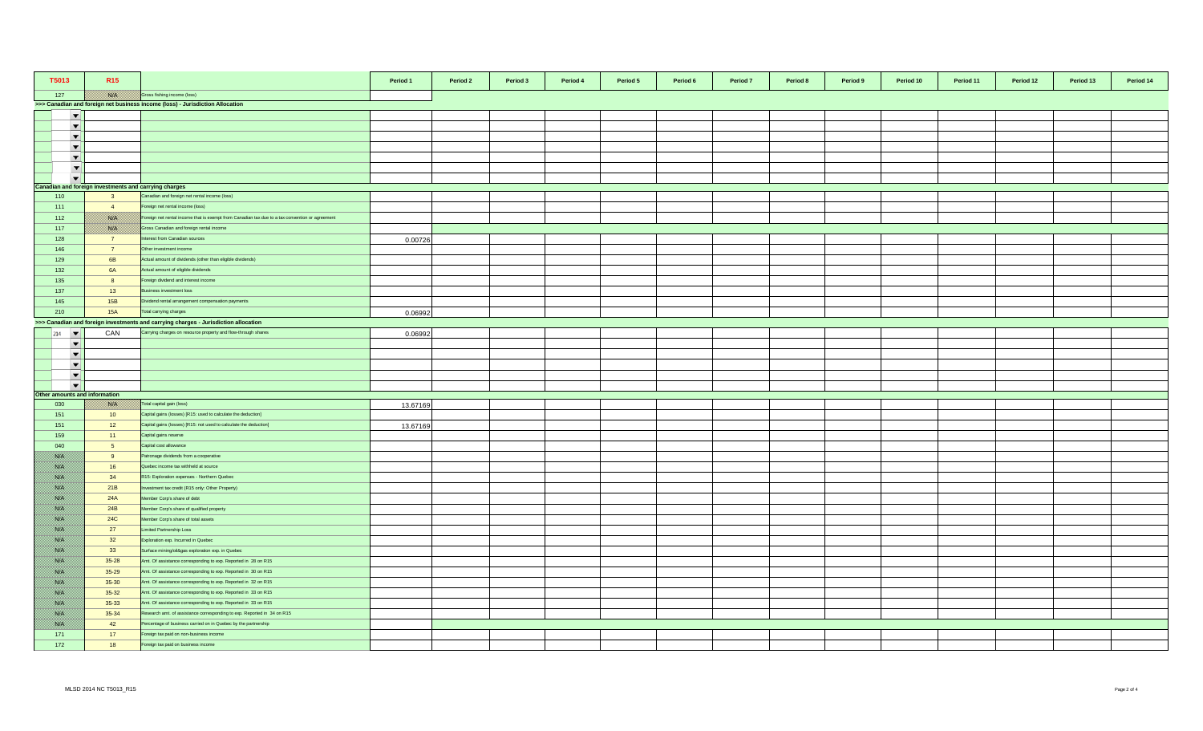| T5013 | R15 | | Period 1 | Period 2 | Period 3 | Period 4 | Period 5 | Period 6 | Period 7 | Period 8 | Period 9 | Period 10 | Period 11 | Period 12 | Period 13 | Period 14 |
|---|---|---|---|---|---|---|---|---|---|---|---|---|---|---|---|---|
| 127 | N/A | Gross fishing income (loss) | | | | | | | | | | | | | | |
| >>> Canadian and foreign net business income (loss) - Jurisdiction Allocation | | | | | | | | | | | | | | | | |
| | | | | | | | | | | | | | | | | |
| | | | | | | | | | | | | | | | | |
| | | | | | | | | | | | | | | | | |
| | | | | | | | | | | | | | | | | |
| | | | | | | | | | | | | | | | | |
| | | | | | | | | | | | | | | | | |
| | | | | | | | | | | | | | | | | |
| Canadian and foreign investments and carrying charges | | | | | | | | | | | | | | | | |
| 110 | 3 | Canadian and foreign net rental income (loss) | | | | | | | | | | | | | | |
| 111 | 4 | Foreign net rental income (loss) | | | | | | | | | | | | | | |
| 112 | N/A | Foreign net rental income that is exempt from Canadian tax due to a tax convention or agreement | | | | | | | | | | | | | | |
| 117 | N/A | Gross Canadian and foreign rental income | | | | | | | | | | | | | | |
| 128 | 7 | Interest from Canadian sources | 0.00726 | | | | | | | | | | | | | |
| 146 | 7 | Other investment income | | | | | | | | | | | | | | |
| 129 | 6B | Actual amount of dividends (other than eligible dividends) | | | | | | | | | | | | | | |
| 132 | 6A | Actual amount of eligible dividends | | | | | | | | | | | | | | |
| 135 | 8 | Foreign dividend and interest income | | | | | | | | | | | | | | |
| 137 | 13 | Business investment loss | | | | | | | | | | | | | | |
| 145 | 15B | Dividend rental arrangement compensation payments | | | | | | | | | | | | | | |
| 210 | 15A | Total carrying charges | 0.06992 | | | | | | | | | | | | | |
| >>> Canadian and foreign investments and carrying charges - Jurisdiction allocation | | | | | | | | | | | | | | | | |
| 214 | CAN | Carrying charges on resource property and flow-through shares | 0.06992 | | | | | | | | | | | | | |
| | | | | | | | | | | | | | | | | |
| | | | | | | | | | | | | | | | | |
| | | | | | | | | | | | | | | | | |
| | | | | | | | | | | | | | | | | |
| | | | | | | | | | | | | | | | | |
| Other amounts and information | | | | | | | | | | | | | | | | |
| 030 | N/A | Total capital gain (loss) | 13.67169 | | | | | | | | | | | | | |
| 151 | 10 | Capital gains (losses) [R15: used to calculate the deduction] | | | | | | | | | | | | | | |
| 151 | 12 | Capital gains (losses) [R15: not used to calculate the deduction] | 13.67169 | | | | | | | | | | | | | |
| 159 | 11 | Capital gains reserve | | | | | | | | | | | | | | |
| 040 | 5 | Capital cost allowance | | | | | | | | | | | | | | |
| N/A | 9 | Patronage dividends from a cooperative | | | | | | | | | | | | | | |
| N/A | 16 | Quebec income tax withheld at source | | | | | | | | | | | | | | |
| N/A | 34 | R15: Exploration expenses - Northern Quebec | | | | | | | | | | | | | | |
| N/A | 21B | Investment tax credit (R15 only: Other Property) | | | | | | | | | | | | | | |
| N/A | 24A | Member Corp's share of debt | | | | | | | | | | | | | | |
| N/A | 24B | Member Corp's share of qualified property | | | | | | | | | | | | | | |
| N/A | 24C | Member Corp's share of total assets | | | | | | | | | | | | | | |
| N/A | 27 | Limited Partnership Loss | | | | | | | | | | | | | | |
| N/A | 32 | Exploration exp. Incurred in Quebec | | | | | | | | | | | | | | |
| N/A | 33 | Surface mining/oil&gas exploration exp. in Quebec | | | | | | | | | | | | | | |
| N/A | 35-28 | Amt. Of assistance corresponding to exp. Reported in 28 on R15 | | | | | | | | | | | | | | |
| N/A | 35-29 | Amt. Of assistance corresponding to exp. Reported in 30 on R15 | | | | | | | | | | | | | | |
| N/A | 35-30 | Amt. Of assistance corresponding to exp. Reported in 32 on R15 | | | | | | | | | | | | | | |
| N/A | 35-32 | Amt. Of assistance corresponding to exp. Reported in 33 on R15 | | | | | | | | | | | | | | |
| N/A | 35-33 | Amt. Of assistance corresponding to exp. Reported in 33 on R15 | | | | | | | | | | | | | | |
| N/A | 35-34 | Research amt. of assistance corresponding to exp. Reported in 34 on R15 | | | | | | | | | | | | | | |
| N/A | 42 | Percentage of business carried on in Quebec by the partnership | | | | | | | | | | | | | | |
| 171 | 17 | Foreign tax paid on non-business income | | | | | | | | | | | | | | |
| 172 | 18 | Foreign tax paid on business income | | | | | | | | | | | | | | |

MLSD 2014 NC T5013_R15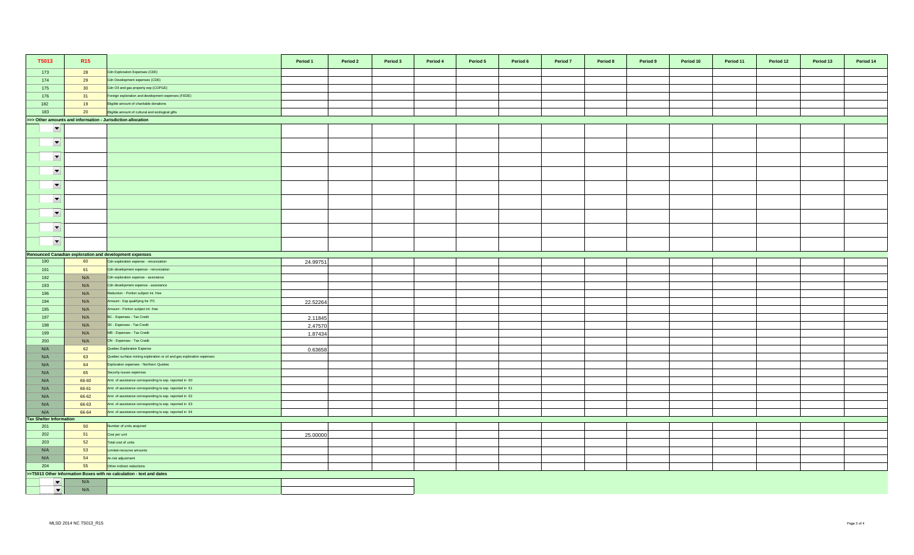| T5013 | R15 | | Period 1 | Period 2 | Period 3 | Period 4 | Period 5 | Period 6 | Period 7 | Period 8 | Period 9 | Period 10 | Period 11 | Period 12 | Period 13 | Period 14 |
|---|---|---|---|---|---|---|---|---|---|---|---|---|---|---|---|---|
| 173 | 28 | Cdn Exploration Expenses (CEE) | | | | | | | | | | | | | | |
| 174 | 29 | Cdn Development expenses (CDE) | | | | | | | | | | | | | | |
| 175 | 30 | Cdn Oil and gas property exp (COPGE) | | | | | | | | | | | | | | |
| 176 | 31 | Foreign exploration and development expenses (FEDE) | | | | | | | | | | | | | | |
| 182 | 19 | Eligible amount of charitable donations | | | | | | | | | | | | | | |
| 183 | 20 | Eligible amount of cultural and ecological gifts | | | | | | | | | | | | | | |
| >>> Other amounts and information - Jurisdiction allocation | | | | | | | | | | | | | | | | |
| | | | | | | | | | | | | | | | | |
| | | | | | | | | | | | | | | | | |
| | | | | | | | | | | | | | | | | |
| | | | | | | | | | | | | | | | | |
| | | | | | | | | | | | | | | | | |
| | | | | | | | | | | | | | | | | |
| | | | | | | | | | | | | | | | | |
| | | | | | | | | | | | | | | | | |
| | | | | | | | | | | | | | | | | |
| Renounced Canadian exploration and development expenses | | | | | | | | | | | | | | | | |
| 190 | 60 | Cdn exploration expense - renunciation | 24.99751 | | | | | | | | | | | | | |
| 191 | 61 | Cdn development expense - renunciation | | | | | | | | | | | | | | |
| 192 | N/A | Cdn exploration expense - assistance | | | | | | | | | | | | | | |
| 193 | N/A | Cdn development expense - assistance | | | | | | | | | | | | | | |
| 196 | N/A | Reduction - Portion subject int. free | | | | | | | | | | | | | | |
| 194 | N/A | Amount - Exp qualifying for ITC | 22.52264 | | | | | | | | | | | | | |
| 195 | N/A | Amount - Portion subject int. free | | | | | | | | | | | | | | |
| 197 | N/A | BC - Expenses - Tax Credit | 2.11845 | | | | | | | | | | | | | |
| 198 | N/A | SK - Expenses - Tax Credit | 2.47570 | | | | | | | | | | | | | |
| 199 | N/A | MB - Expenses - Tax Credit | 1.87434 | | | | | | | | | | | | | |
| 200 | N/A | ON - Expenses - Tax Credit | | | | | | | | | | | | | | |
| N/A | 62 | Quebec Exploration Expense | 0.63658 | | | | | | | | | | | | | |
| N/A | 63 | Quebec surface mining exploration or oil and gas exploration expenses | | | | | | | | | | | | | | |
| N/A | 64 | Exploration expenses - Northern Quebec | | | | | | | | | | | | | | |
| N/A | 65 | Security issues expenses | | | | | | | | | | | | | | |
| N/A | 66-60 | Amt. of assistance corresponding to exp. reported in 60 | | | | | | | | | | | | | | |
| N/A | 66-61 | Amt. of assistance corresponding to exp. reported in 61 | | | | | | | | | | | | | | |
| N/A | 66-62 | Amt. of assistance corresponding to exp. reported in 62 | | | | | | | | | | | | | | |
| N/A | 66-63 | Amt. of assistance corresponding to exp. reported in 63 | | | | | | | | | | | | | | |
| N/A | 66-64 | Amt. of assistance corresponding to exp. reported in 64 | | | | | | | | | | | | | | |
| Tax Shelter Information | | | | | | | | | | | | | | | | |
| 201 | 50 | Number of units acquired | | | | | | | | | | | | | | |
| 202 | 51 | Cost per unit | 25.00000 | | | | | | | | | | | | | |
| 203 | 52 | Total cost of units | | | | | | | | | | | | | | |
| N/A | 53 | Limited-recourse amounts | | | | | | | | | | | | | | |
| N/A | 54 | At-risk adjustment | | | | | | | | | | | | | | |
| 204 | 55 | Other indirect reductions | | | | | | | | | | | | | | |
| >>T5013 Other Information Boxes with no calculation - text and dates | | | | | | | | | | | | | | | | |
| | N/A | | | | | | | | | | | | | | | |
| | N/A | | | | | | | | | | | | | | | |

MLSD 2014 NC T5013_R15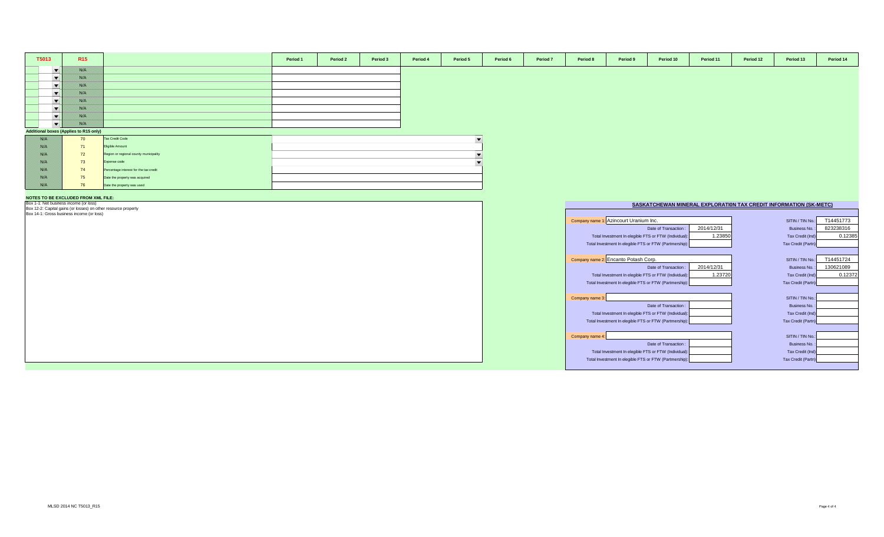| T5013 | R15 | | Period 1 | Period 2 | Period 3 | Period 4 | Period 5 | Period 6 | Period 7 | Period 8 | Period 9 | Period 10 | Period 11 | Period 12 | Period 13 | Period 14 |
|---|---|---|---|---|---|---|---|---|---|---|---|---|---|---|---|---|
| | N/A | | | | | | | | | | | | | | | |
| | N/A | | | | | | | | | | | | | | | |
| | N/A | | | | | | | | | | | | | | | |
| | N/A | | | | | | | | | | | | | | | |
| | N/A | | | | | | | | | | | | | | | |
| | N/A | | | | | | | | | | | | | | | |
| | N/A | | | | | | | | | | | | | | | |
| | N/A | | | | | | | | | | | | | | | |

**Additional boxes (Applies to R15 only)**

| | | | |
|---|---|---|---|
| N/A | 70 | Tax Credit Code | |
| N/A | 71 | Eligible Amount | |
| N/A | 72 | Region or regional county municipality | |
| N/A | 73 | Expense code | |
| N/A | 74 | Percentage interest for the tax credit | |
| N/A | 75 | Date the property was acquired | |
| N/A | 76 | Date the property was used | |

**NOTES TO BE EXCLUDED FROM XML FILE:**

Box 1-1: Net business income (or loss)
Box 12-2: Capital gains (or losses) on other resource property
Box 14-1: Gross business income (or loss)

**SASKATCHEWAN MINERAL EXPLORATION TAX CREDIT INFORMATION (SK-METC)**

| | | | |
|---|---|---|---|
| Company name 1: | Azincourt Uranium Inc. | SITIN / TIN No.: | T14451773 |
| Date of Transaction : | 2014/12/31 | Business No. : | 823238316 |
| Total Investment In elegible FTS or FTW (Individual): | 1.23850 | Tax Credit (Ind) | 0.12385 |
| Total Investment In elegible FTS or FTW (Partnership): | | Tax Credit (Partn) | |
| Company name 2: | Encanto Potash Corp. | SITIN / TIN No.: | T14451724 |
| Date of Transaction : | 2014/12/31 | Business No. : | 130621089 |
| Total Investment In elegible FTS or FTW (Individual): | 1.23720 | Tax Credit (Ind) | 0.12372 |
| Total Investment In elegible FTS or FTW (Partnership): | | Tax Credit (Partn) | |
| Company name 3: | | SITIN / TIN No.: | |
| Date of Transaction : | | Business No. : | |
| Total Investment In elegible FTS or FTW (Individual): | | Tax Credit (Ind) | |
| Total Investment In elegible FTS or FTW (Partnership): | | Tax Credit (Partn) | |
| Company name 4: | | SITIN / TIN No.: | |
| Date of Transaction : | | Business No. : | |
| Total Investment In elegible FTS or FTW (Individual): | | Tax Credit (Ind) | |
| Total Investment In elegible FTS or FTW (Partnership): | | Tax Credit (Partn) | |

MLSD 2014 NC T5013_R15